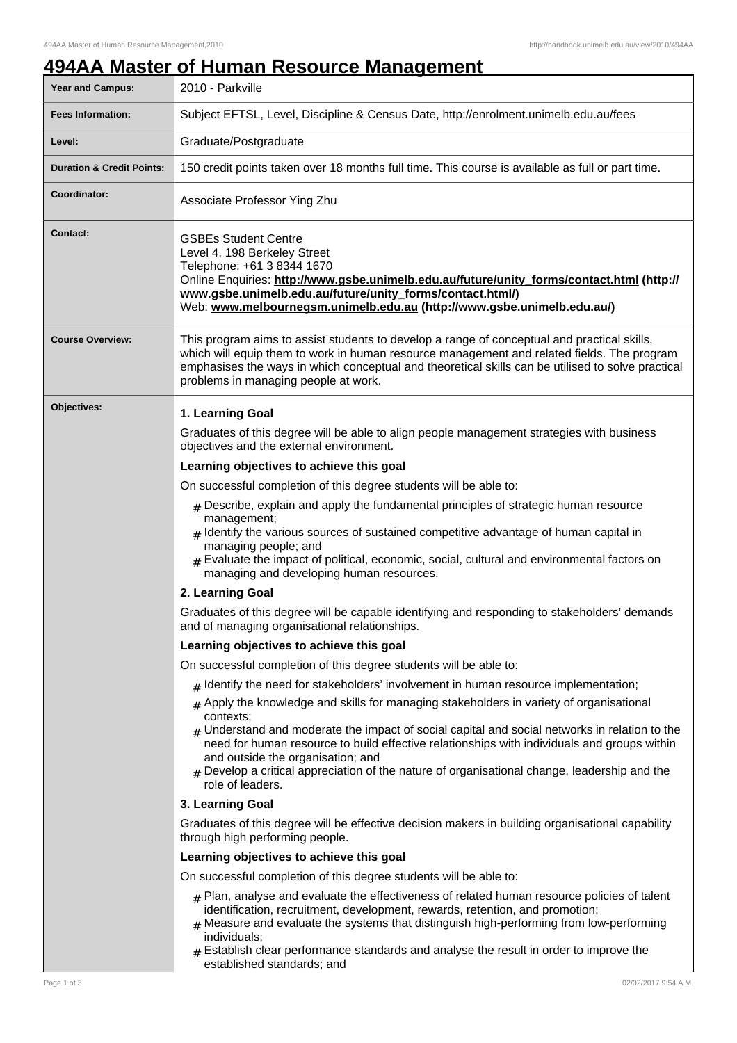# 494AA Master of Human Resource Management

| | |
|---|---|
| **Year and Campus:** | 2010 - Parkville |
| **Fees Information:** | Subject EFTSL, Level, Discipline & Census Date, http://enrolment.unimelb.edu.au/fees |
| **Level:** | Graduate/Postgraduate |
| **Duration & Credit Points:** | 150 credit points taken over 18 months full time. This course is available as full or part time. |
| **Coordinator:** | Associate Professor Ying Zhu |
| **Contact:** | GSBEs Student Centre<br>Level 4, 198 Berkeley Street<br>Telephone: +61 3 8344 1670<br>Online Enquiries: **http://www.gsbe.unimelb.edu.au/future/unity_forms/contact.html (http://www.gsbe.unimelb.edu.au/future/unity_forms/contact.html/)**<br>Web: **www.melbournegsm.unimelb.edu.au (http://www.gsbe.unimelb.edu.au/)** |
| **Course Overview:** | This program aims to assist students to develop a range of conceptual and practical skills, which will equip them to work in human resource management and related fields. The program emphasises the ways in which conceptual and theoretical skills can be utilised to solve practical problems in managing people at work. |

**Objectives:**

**1. Learning Goal**

Graduates of this degree will be able to align people management strategies with business objectives and the external environment.

**Learning objectives to achieve this goal**

On successful completion of this degree students will be able to:

- Describe, explain and apply the fundamental principles of strategic human resource management;
- Identify the various sources of sustained competitive advantage of human capital in managing people; and
- Evaluate the impact of political, economic, social, cultural and environmental factors on managing and developing human resources.

**2. Learning Goal**

Graduates of this degree will be capable identifying and responding to stakeholders' demands and of managing organisational relationships.

**Learning objectives to achieve this goal**

On successful completion of this degree students will be able to:

- Identify the need for stakeholders' involvement in human resource implementation;
- Apply the knowledge and skills for managing stakeholders in variety of organisational contexts;
- Understand and moderate the impact of social capital and social networks in relation to the need for human resource to build effective relationships with individuals and groups within and outside the organisation; and
- Develop a critical appreciation of the nature of organisational change, leadership and the role of leaders.

**3. Learning Goal**

Graduates of this degree will be effective decision makers in building organisational capability through high performing people.

**Learning objectives to achieve this goal**

On successful completion of this degree students will be able to:

- Plan, analyse and evaluate the effectiveness of related human resource policies of talent identification, recruitment, development, rewards, retention, and promotion;
- Measure and evaluate the systems that distinguish high-performing from low-performing individuals;
- Establish clear performance standards and analyse the result in order to improve the established standards; and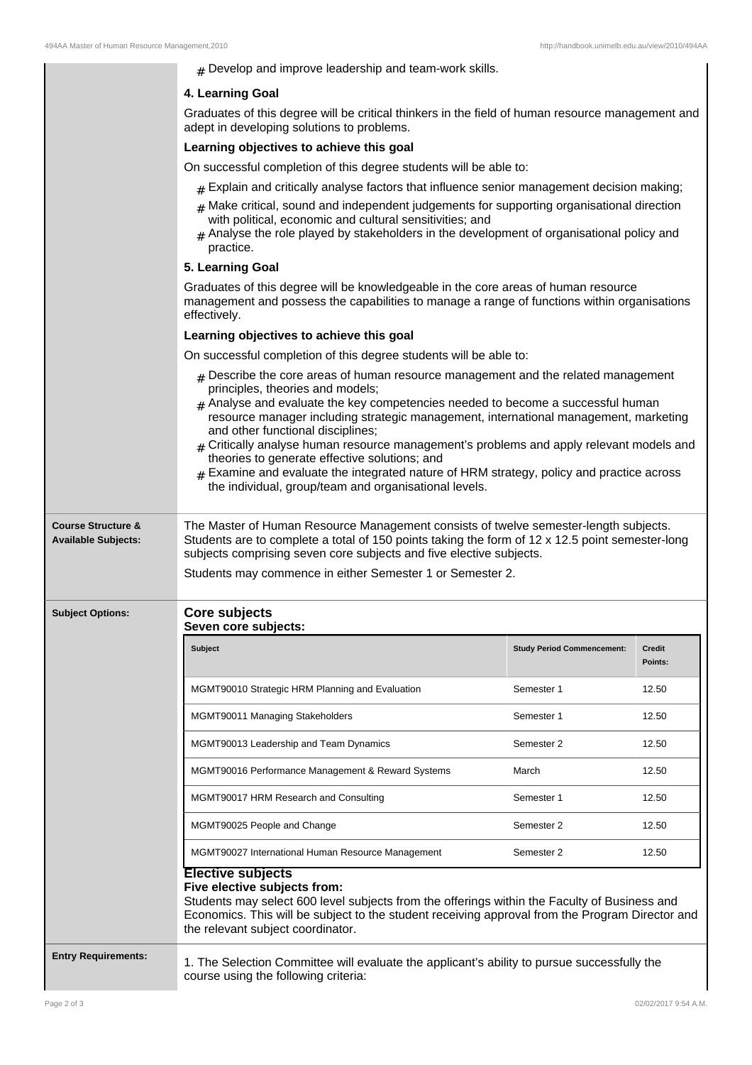- Develop and improve leadership and team-work skills.

**4. Learning Goal**

Graduates of this degree will be critical thinkers in the field of human resource management and adept in developing solutions to problems.

**Learning objectives to achieve this goal**

On successful completion of this degree students will be able to:

- Explain and critically analyse factors that influence senior management decision making;
- Make critical, sound and independent judgements for supporting organisational direction with political, economic and cultural sensitivities; and
- Analyse the role played by stakeholders in the development of organisational policy and practice.

**5. Learning Goal**

Graduates of this degree will be knowledgeable in the core areas of human resource management and possess the capabilities to manage a range of functions within organisations effectively.

**Learning objectives to achieve this goal**

On successful completion of this degree students will be able to:

- Describe the core areas of human resource management and the related management principles, theories and models;
- Analyse and evaluate the key competencies needed to become a successful human resource manager including strategic management, international management, marketing and other functional disciplines;
- Critically analyse human resource management's problems and apply relevant models and theories to generate effective solutions; and
- Examine and evaluate the integrated nature of HRM strategy, policy and practice across the individual, group/team and organisational levels.

**Course Structure & Available Subjects:**

The Master of Human Resource Management consists of twelve semester-length subjects. Students are to complete a total of 150 points taking the form of 12 x 12.5 point semester-long subjects comprising seven core subjects and five elective subjects.

Students may commence in either Semester 1 or Semester 2.

**Subject Options:**

## Core subjects

### Seven core subjects:

| Subject | Study Period Commencement: | Credit Points: |
| --- | --- | --- |
| MGMT90010 Strategic HRM Planning and Evaluation | Semester 1 | 12.50 |
| MGMT90011 Managing Stakeholders | Semester 1 | 12.50 |
| MGMT90013 Leadership and Team Dynamics | Semester 2 | 12.50 |
| MGMT90016 Performance Management & Reward Systems | March | 12.50 |
| MGMT90017 HRM Research and Consulting | Semester 1 | 12.50 |
| MGMT90025 People and Change | Semester 2 | 12.50 |
| MGMT90027 International Human Resource Management | Semester 2 | 12.50 |

## Elective subjects

### Five elective subjects from:

Students may select 600 level subjects from the offerings within the Faculty of Business and Economics. This will be subject to the student receiving approval from the Program Director and the relevant subject coordinator.

**Entry Requirements:**

1. The Selection Committee will evaluate the applicant's ability to pursue successfully the course using the following criteria: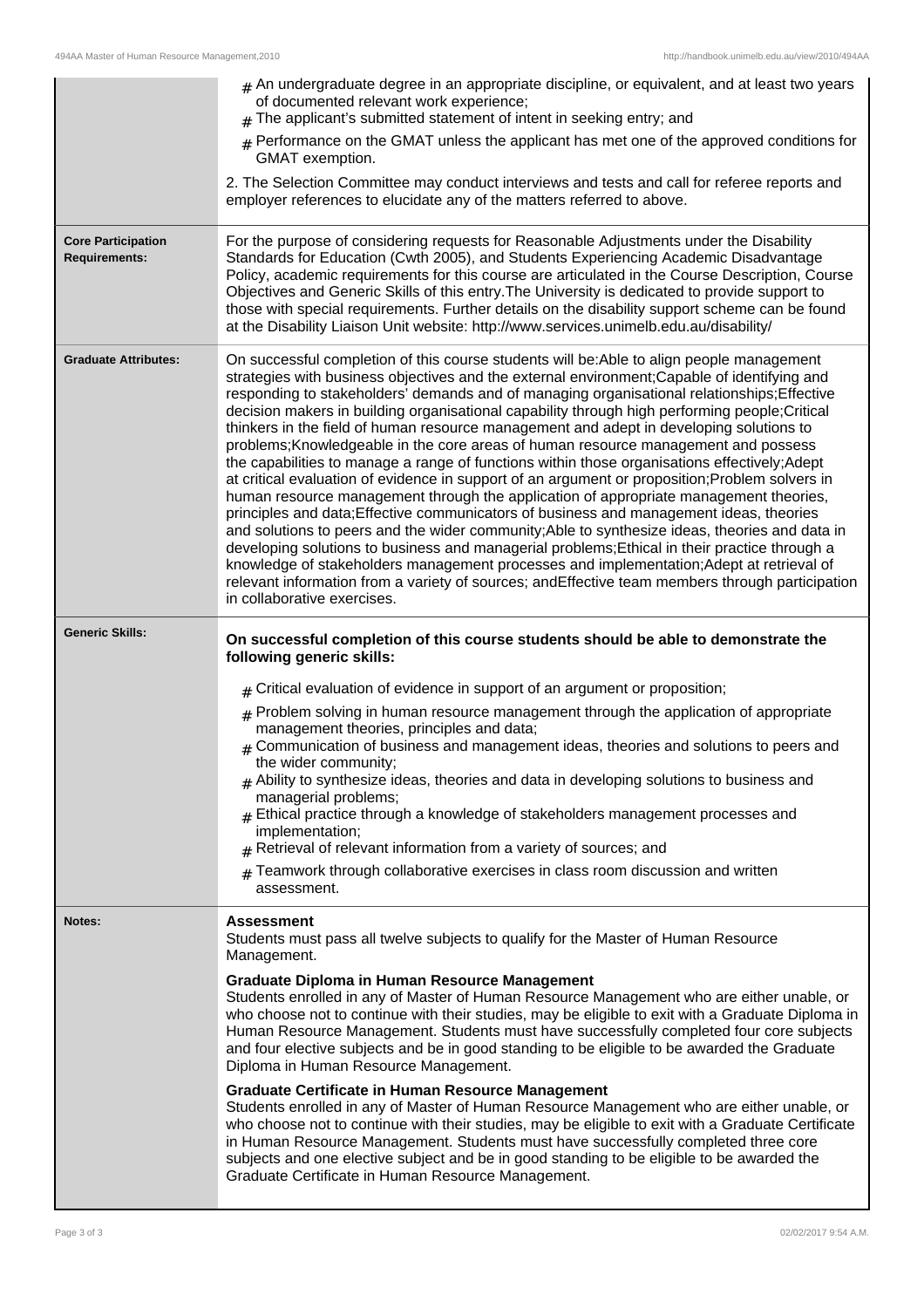| | |
|---|---|
| | # An undergraduate degree in an appropriate discipline, or equivalent, and at least two years of documented relevant work experience;<br># The applicant's submitted statement of intent in seeking entry; and<br># Performance on the GMAT unless the applicant has met one of the approved conditions for GMAT exemption.<br><br>2. The Selection Committee may conduct interviews and tests and call for referee reports and employer references to elucidate any of the matters referred to above. |
| **Core Participation Requirements:** | For the purpose of considering requests for Reasonable Adjustments under the Disability Standards for Education (Cwth 2005), and Students Experiencing Academic Disadvantage Policy, academic requirements for this course are articulated in the Course Description, Course Objectives and Generic Skills of this entry.The University is dedicated to provide support to those with special requirements. Further details on the disability support scheme can be found at the Disability Liaison Unit website: http://www.services.unimelb.edu.au/disability/ |
| **Graduate Attributes:** | On successful completion of this course students will be:Able to align people management strategies with business objectives and the external environment;Capable of identifying and responding to stakeholders' demands and of managing organisational relationships;Effective decision makers in building organisational capability through high performing people;Critical thinkers in the field of human resource management and adept in developing solutions to problems;Knowledgeable in the core areas of human resource management and possess the capabilities to manage a range of functions within those organisations effectively;Adept at critical evaluation of evidence in support of an argument or proposition;Problem solvers in human resource management through the application of appropriate management theories, principles and data;Effective communicators of business and management ideas, theories and solutions to peers and the wider community;Able to synthesize ideas, theories and data in developing solutions to business and managerial problems;Ethical in their practice through a knowledge of stakeholders management processes and implementation;Adept at retrieval of relevant information from a variety of sources; andEffective team members through participation in collaborative exercises. |
| **Generic Skills:** | **On successful completion of this course students should be able to demonstrate the following generic skills:**<br><br># Critical evaluation of evidence in support of an argument or proposition;<br># Problem solving in human resource management through the application of appropriate management theories, principles and data;<br># Communication of business and management ideas, theories and solutions to peers and the wider community;<br># Ability to synthesize ideas, theories and data in developing solutions to business and managerial problems;<br># Ethical practice through a knowledge of stakeholders management processes and implementation;<br># Retrieval of relevant information from a variety of sources; and<br># Teamwork through collaborative exercises in class room discussion and written assessment. |
| **Notes:** | **Assessment**<br>Students must pass all twelve subjects to qualify for the Master of Human Resource Management.<br><br>**Graduate Diploma in Human Resource Management**<br>Students enrolled in any of Master of Human Resource Management who are either unable, or who choose not to continue with their studies, may be eligible to exit with a Graduate Diploma in Human Resource Management. Students must have successfully completed four core subjects and four elective subjects and be in good standing to be eligible to be awarded the Graduate Diploma in Human Resource Management.<br><br>**Graduate Certificate in Human Resource Management**<br>Students enrolled in any of Master of Human Resource Management who are either unable, or who choose not to continue with their studies, may be eligible to exit with a Graduate Certificate in Human Resource Management. Students must have successfully completed three core subjects and one elective subject and be in good standing to be eligible to be awarded the Graduate Certificate in Human Resource Management. |